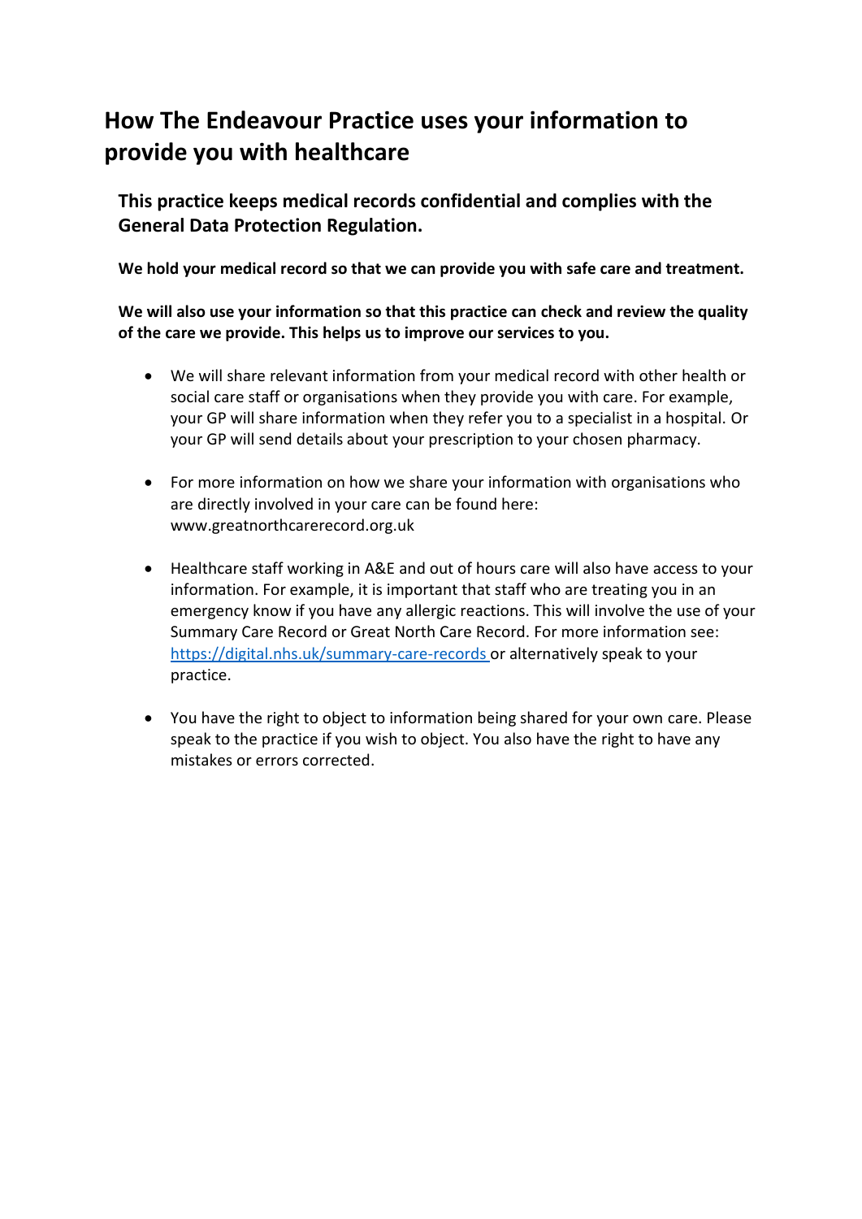# How The Endeavour Practice uses your information to provide you with healthcare

## This practice keeps medical records confidential and complies with the General Data Protection Regulation.

**We hold your medical record so that we can provide you with safe care and treatment.**

**We will also use your information so that this practice can check and review the quality of the care we provide. This helps us to improve our services to you.**

- We will share relevant information from your medical record with other health or social care staff or organisations when they provide you with care. For example, your GP will share information when they refer you to a specialist in a hospital. Or your GP will send details about your prescription to your chosen pharmacy.

- For more information on how we share your information with organisations who are directly involved in your care can be found here: www.greatnorthcarerecord.org.uk

- Healthcare staff working in A&E and out of hours care will also have access to your information. For example, it is important that staff who are treating you in an emergency know if you have any allergic reactions. This will involve the use of your Summary Care Record or Great North Care Record. For more information see: [https://digital.nhs.uk/summary-care-records](https://digital.nhs.uk/summary-care-records) or alternatively speak to your practice.

- You have the right to object to information being shared for your own care. Please speak to the practice if you wish to object. You also have the right to have any mistakes or errors corrected.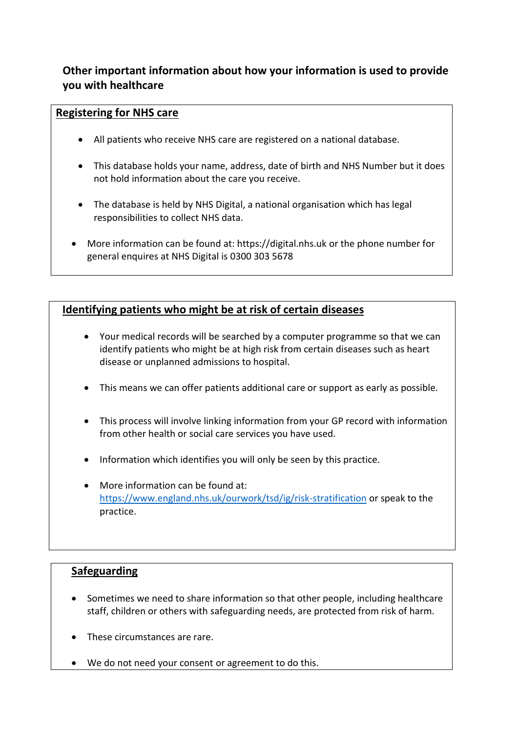## Other important information about how your information is used to provide you with healthcare

### Registering for NHS care

- All patients who receive NHS care are registered on a national database.
- This database holds your name, address, date of birth and NHS Number but it does not hold information about the care you receive.
- The database is held by NHS Digital, a national organisation which has legal responsibilities to collect NHS data.
- More information can be found at: https://digital.nhs.uk or the phone number for general enquires at NHS Digital is 0300 303 5678

### Identifying patients who might be at risk of certain diseases

- Your medical records will be searched by a computer programme so that we can identify patients who might be at high risk from certain diseases such as heart disease or unplanned admissions to hospital.
- This means we can offer patients additional care or support as early as possible.
- This process will involve linking information from your GP record with information from other health or social care services you have used.
- Information which identifies you will only be seen by this practice.
- More information can be found at: https://www.england.nhs.uk/ourwork/tsd/ig/risk-stratification or speak to the practice.

### Safeguarding

- Sometimes we need to share information so that other people, including healthcare staff, children or others with safeguarding needs, are protected from risk of harm.
- These circumstances are rare.
- We do not need your consent or agreement to do this.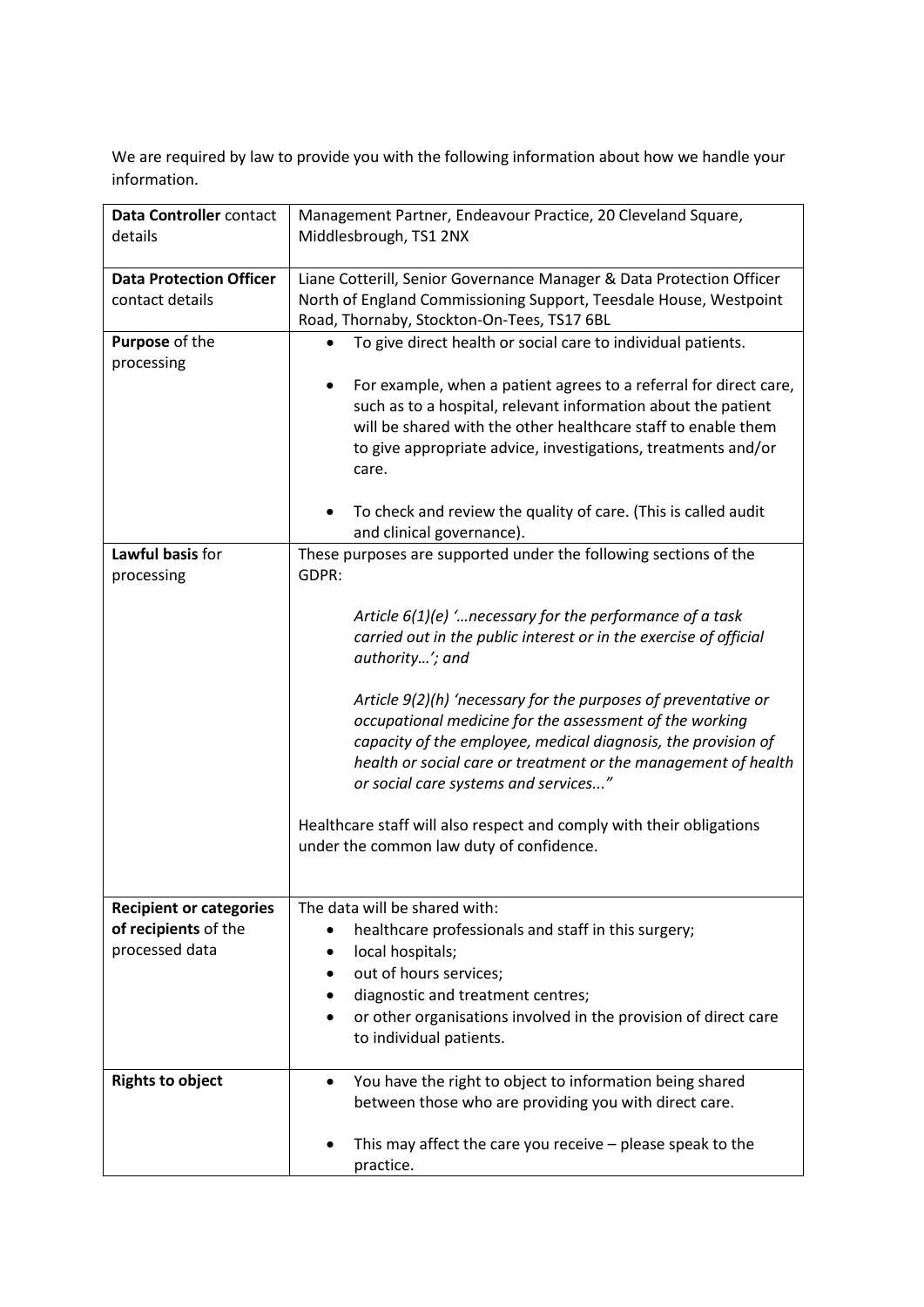We are required by law to provide you with the following information about how we handle your information.

| | |
|---|---|
| **Data Controller** contact details | Management Partner, Endeavour Practice, 20 Cleveland Square, Middlesbrough, TS1 2NX |
| **Data Protection Officer** contact details | Liane Cotterill, Senior Governance Manager & Data Protection Officer North of England Commissioning Support, Teesdale House, Westpoint Road, Thornaby, Stockton-On-Tees, TS17 6BL |
| **Purpose** of the processing | • To give direct health or social care to individual patients.<br><br>• For example, when a patient agrees to a referral for direct care, such as to a hospital, relevant information about the patient will be shared with the other healthcare staff to enable them to give appropriate advice, investigations, treatments and/or care.<br><br>• To check and review the quality of care. (This is called audit and clinical governance). |
| **Lawful basis** for processing | These purposes are supported under the following sections of the GDPR:<br><br>*Article 6(1)(e) '…necessary for the performance of a task carried out in the public interest or in the exercise of official authority…'; and*<br><br>*Article 9(2)(h) 'necessary for the purposes of preventative or occupational medicine for the assessment of the working capacity of the employee, medical diagnosis, the provision of health or social care or treatment or the management of health or social care systems and services..."*<br><br>Healthcare staff will also respect and comply with their obligations under the common law duty of confidence. |
| **Recipient or categories of recipients** of the processed data | The data will be shared with:<br>• healthcare professionals and staff in this surgery;<br>• local hospitals;<br>• out of hours services;<br>• diagnostic and treatment centres;<br>• or other organisations involved in the provision of direct care to individual patients. |
| **Rights to object** | • You have the right to object to information being shared between those who are providing you with direct care.<br><br>• This may affect the care you receive – please speak to the practice. |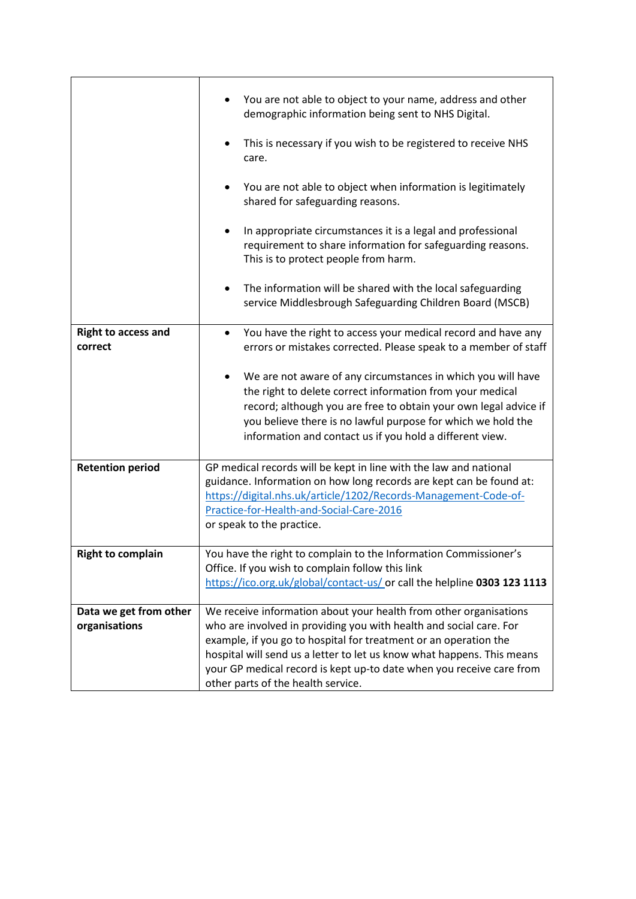| | |
|---|---|
| | • You are not able to object to your name, address and other demographic information being sent to NHS Digital.<br><br>• This is necessary if you wish to be registered to receive NHS care.<br><br>• You are not able to object when information is legitimately shared for safeguarding reasons.<br><br>• In appropriate circumstances it is a legal and professional requirement to share information for safeguarding reasons. This is to protect people from harm.<br><br>• The information will be shared with the local safeguarding service Middlesbrough Safeguarding Children Board (MSCB) |
| **Right to access and correct** | • You have the right to access your medical record and have any errors or mistakes corrected. Please speak to a member of staff<br><br>• We are not aware of any circumstances in which you will have the right to delete correct information from your medical record; although you are free to obtain your own legal advice if you believe there is no lawful purpose for which we hold the information and contact us if you hold a different view. |
| **Retention period** | GP medical records will be kept in line with the law and national guidance. Information on how long records are kept can be found at: [https://digital.nhs.uk/article/1202/Records-Management-Code-of-Practice-for-Health-and-Social-Care-2016](https://digital.nhs.uk/article/1202/Records-Management-Code-of-Practice-for-Health-and-Social-Care-2016)<br>or speak to the practice. |
| **Right to complain** | You have the right to complain to the Information Commissioner's Office. If you wish to complain follow this link [https://ico.org.uk/global/contact-us/](https://ico.org.uk/global/contact-us/) or call the helpline **0303 123 1113** |
| **Data we get from other organisations** | We receive information about your health from other organisations who are involved in providing you with health and social care. For example, if you go to hospital for treatment or an operation the hospital will send us a letter to let us know what happens. This means your GP medical record is kept up-to date when you receive care from other parts of the health service. |